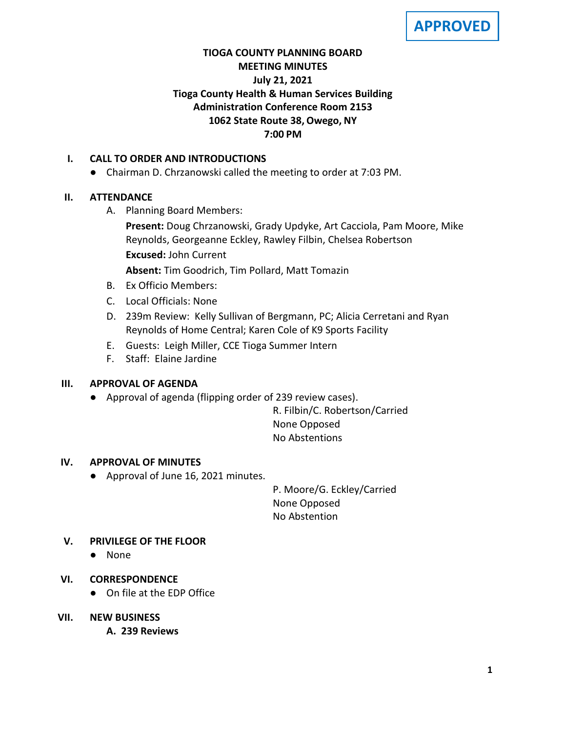**APPROVED**

# TIOGA COUNTY PLANNING BOARD
## MEETING MINUTES
## July 21, 2021
## Tioga County Health & Human Services Building
## Administration Conference Room 2153
## 1062 State Route 38, Owego, NY
## 7:00 PM

### I. CALL TO ORDER AND INTRODUCTIONS

- Chairman D. Chrzanowski called the meeting to order at 7:03 PM.

### II. ATTENDANCE

A. Planning Board Members:

**Present:** Doug Chrzanowski, Grady Updyke, Art Cacciola, Pam Moore, Mike Reynolds, Georgeanne Eckley, Rawley Filbin, Chelsea Robertson

**Excused:** John Current

**Absent:** Tim Goodrich, Tim Pollard, Matt Tomazin

B. Ex Officio Members:

C. Local Officials: None

D. 239m Review: Kelly Sullivan of Bergmann, PC; Alicia Cerretani and Ryan Reynolds of Home Central; Karen Cole of K9 Sports Facility

E. Guests: Leigh Miller, CCE Tioga Summer Intern

F. Staff: Elaine Jardine

### III. APPROVAL OF AGENDA

- Approval of agenda (flipping order of 239 review cases).

R. Filbin/C. Robertson/Carried
None Opposed
No Abstentions

### IV. APPROVAL OF MINUTES

- Approval of June 16, 2021 minutes.

P. Moore/G. Eckley/Carried
None Opposed
No Abstention

### V. PRIVILEGE OF THE FLOOR

- None

### VI. CORRESPONDENCE

- On file at the EDP Office

### VII. NEW BUSINESS

**A. 239 Reviews**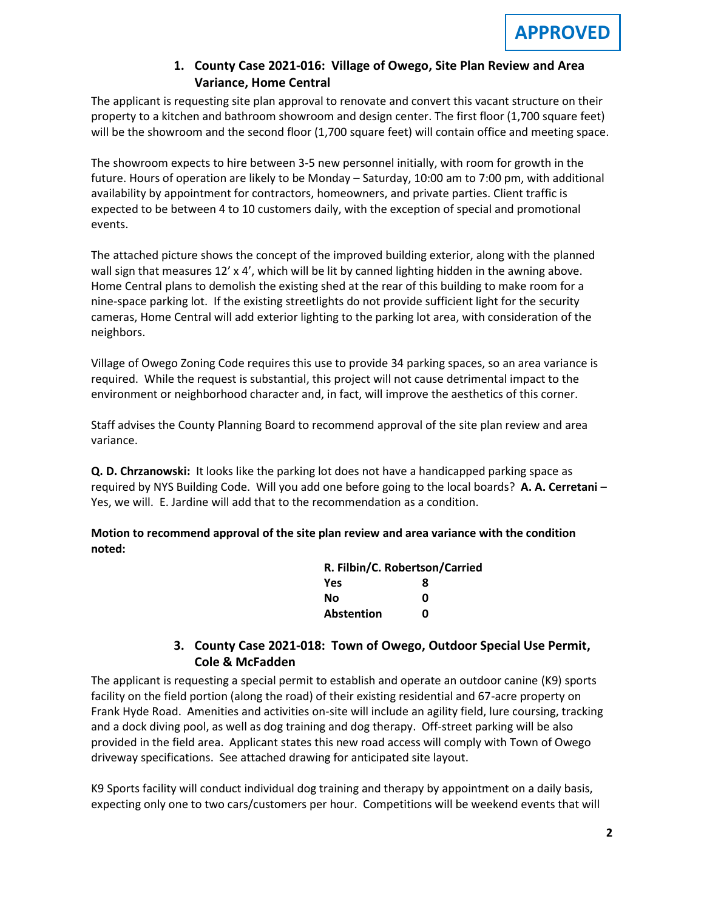**APPROVED**

### 1. County Case 2021-016: Village of Owego, Site Plan Review and Area Variance, Home Central

The applicant is requesting site plan approval to renovate and convert this vacant structure on their property to a kitchen and bathroom showroom and design center. The first floor (1,700 square feet) will be the showroom and the second floor (1,700 square feet) will contain office and meeting space.

The showroom expects to hire between 3-5 new personnel initially, with room for growth in the future. Hours of operation are likely to be Monday – Saturday, 10:00 am to 7:00 pm, with additional availability by appointment for contractors, homeowners, and private parties. Client traffic is expected to be between 4 to 10 customers daily, with the exception of special and promotional events.

The attached picture shows the concept of the improved building exterior, along with the planned wall sign that measures 12' x 4', which will be lit by canned lighting hidden in the awning above. Home Central plans to demolish the existing shed at the rear of this building to make room for a nine-space parking lot. If the existing streetlights do not provide sufficient light for the security cameras, Home Central will add exterior lighting to the parking lot area, with consideration of the neighbors.

Village of Owego Zoning Code requires this use to provide 34 parking spaces, so an area variance is required. While the request is substantial, this project will not cause detrimental impact to the environment or neighborhood character and, in fact, will improve the aesthetics of this corner.

Staff advises the County Planning Board to recommend approval of the site plan review and area variance.

**Q. D. Chrzanowski:** It looks like the parking lot does not have a handicapped parking space as required by NYS Building Code. Will you add one before going to the local boards? **A. A. Cerretani** – Yes, we will. E. Jardine will add that to the recommendation as a condition.

**Motion to recommend approval of the site plan review and area variance with the condition noted:**

| R. Filbin/C. Robertson/Carried | |
|---|---|
| Yes | 8 |
| No | 0 |
| Abstention | 0 |

### 3. County Case 2021-018: Town of Owego, Outdoor Special Use Permit, Cole & McFadden

The applicant is requesting a special permit to establish and operate an outdoor canine (K9) sports facility on the field portion (along the road) of their existing residential and 67-acre property on Frank Hyde Road. Amenities and activities on-site will include an agility field, lure coursing, tracking and a dock diving pool, as well as dog training and dog therapy. Off-street parking will be also provided in the field area. Applicant states this new road access will comply with Town of Owego driveway specifications. See attached drawing for anticipated site layout.

K9 Sports facility will conduct individual dog training and therapy by appointment on a daily basis, expecting only one to two cars/customers per hour. Competitions will be weekend events that will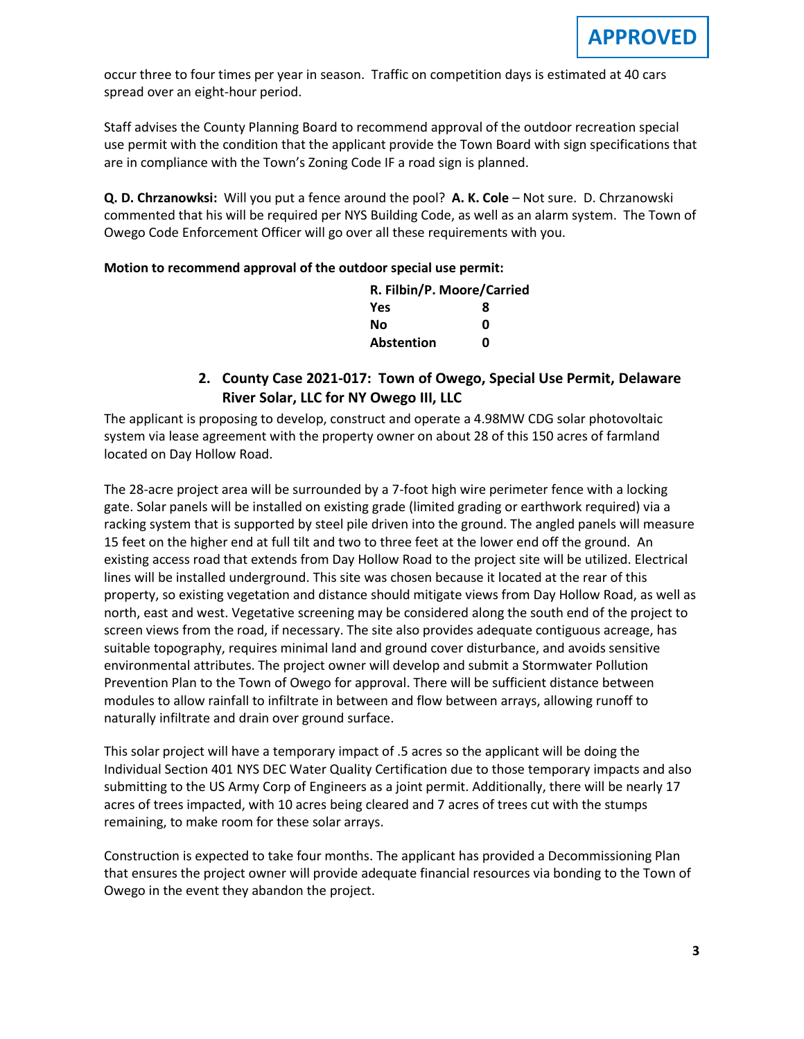**APPROVED**

occur three to four times per year in season. Traffic on competition days is estimated at 40 cars spread over an eight-hour period.

Staff advises the County Planning Board to recommend approval of the outdoor recreation special use permit with the condition that the applicant provide the Town Board with sign specifications that are in compliance with the Town's Zoning Code IF a road sign is planned.

**Q. D. Chrzanowksi:** Will you put a fence around the pool? **A. K. Cole** – Not sure. D. Chrzanowski commented that his will be required per NYS Building Code, as well as an alarm system. The Town of Owego Code Enforcement Officer will go over all these requirements with you.

**Motion to recommend approval of the outdoor special use permit:**

**R. Filbin/P. Moore/Carried**

| | |
|---|---|
| **Yes** | **8** |
| **No** | **0** |
| **Abstention** | **0** |

**2. County Case 2021-017: Town of Owego, Special Use Permit, Delaware River Solar, LLC for NY Owego III, LLC**

The applicant is proposing to develop, construct and operate a 4.98MW CDG solar photovoltaic system via lease agreement with the property owner on about 28 of this 150 acres of farmland located on Day Hollow Road.

The 28-acre project area will be surrounded by a 7-foot high wire perimeter fence with a locking gate. Solar panels will be installed on existing grade (limited grading or earthwork required) via a racking system that is supported by steel pile driven into the ground. The angled panels will measure 15 feet on the higher end at full tilt and two to three feet at the lower end off the ground. An existing access road that extends from Day Hollow Road to the project site will be utilized. Electrical lines will be installed underground. This site was chosen because it located at the rear of this property, so existing vegetation and distance should mitigate views from Day Hollow Road, as well as north, east and west. Vegetative screening may be considered along the south end of the project to screen views from the road, if necessary. The site also provides adequate contiguous acreage, has suitable topography, requires minimal land and ground cover disturbance, and avoids sensitive environmental attributes. The project owner will develop and submit a Stormwater Pollution Prevention Plan to the Town of Owego for approval. There will be sufficient distance between modules to allow rainfall to infiltrate in between and flow between arrays, allowing runoff to naturally infiltrate and drain over ground surface.

This solar project will have a temporary impact of .5 acres so the applicant will be doing the Individual Section 401 NYS DEC Water Quality Certification due to those temporary impacts and also submitting to the US Army Corp of Engineers as a joint permit. Additionally, there will be nearly 17 acres of trees impacted, with 10 acres being cleared and 7 acres of trees cut with the stumps remaining, to make room for these solar arrays.

Construction is expected to take four months. The applicant has provided a Decommissioning Plan that ensures the project owner will provide adequate financial resources via bonding to the Town of Owego in the event they abandon the project.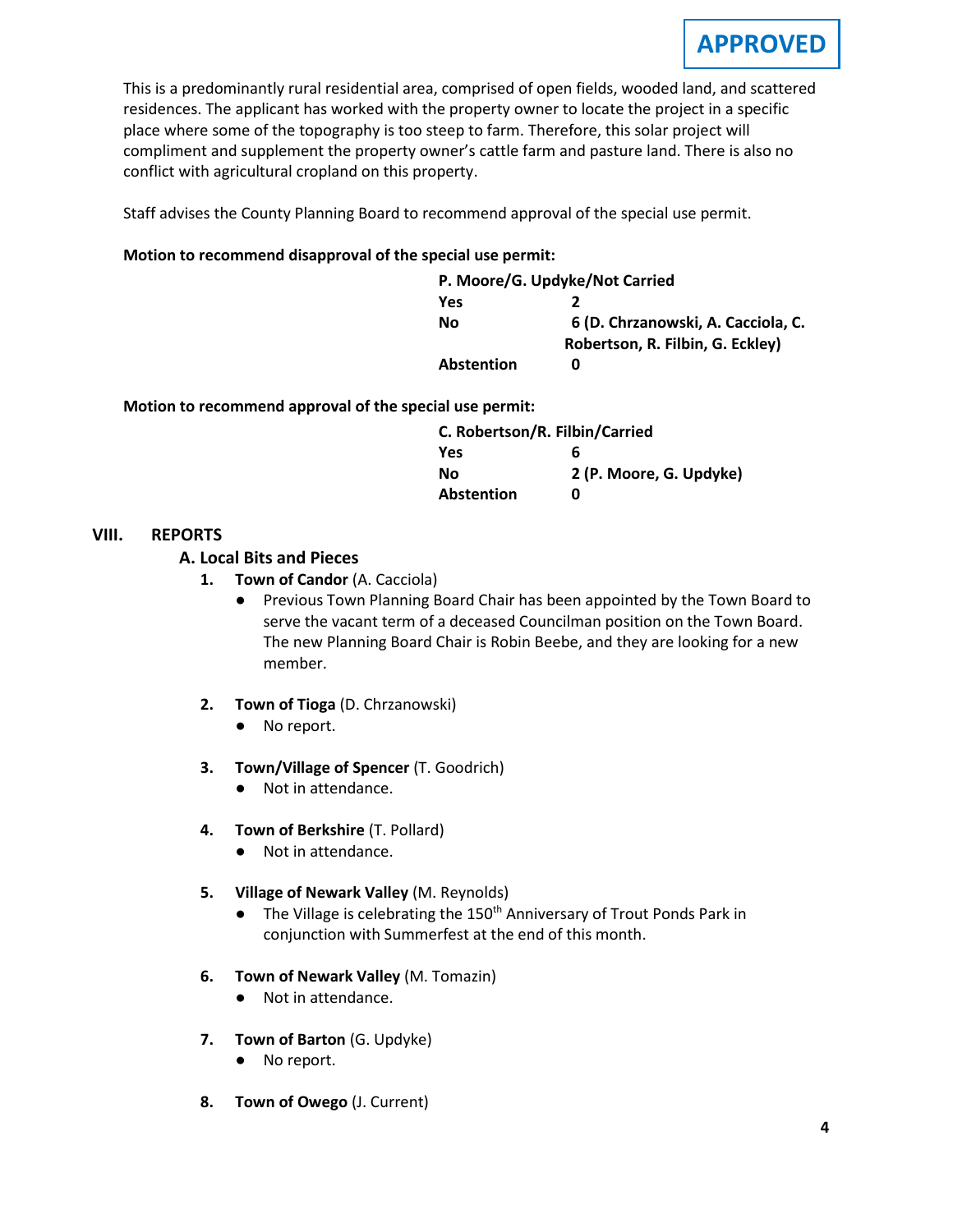**APPROVED**

This is a predominantly rural residential area, comprised of open fields, wooded land, and scattered residences. The applicant has worked with the property owner to locate the project in a specific place where some of the topography is too steep to farm. Therefore, this solar project will compliment and supplement the property owner's cattle farm and pasture land. There is also no conflict with agricultural cropland on this property.

Staff advises the County Planning Board to recommend approval of the special use permit.

**Motion to recommend disapproval of the special use permit:**

**P. Moore/G. Updyke/Not Carried**
**Yes** **2**
**No** **6 (D. Chrzanowski, A. Cacciola, C. Robertson, R. Filbin, G. Eckley)**
**Abstention** **0**

**Motion to recommend approval of the special use permit:**

**C. Robertson/R. Filbin/Carried**
**Yes** **6**
**No** **2 (P. Moore, G. Updyke)**
**Abstention** **0**

## VIII. REPORTS

### A. Local Bits and Pieces

1. **Town of Candor** (A. Cacciola)
   - Previous Town Planning Board Chair has been appointed by the Town Board to serve the vacant term of a deceased Councilman position on the Town Board. The new Planning Board Chair is Robin Beebe, and they are looking for a new member.

2. **Town of Tioga** (D. Chrzanowski)
   - No report.

3. **Town/Village of Spencer** (T. Goodrich)
   - Not in attendance.

4. **Town of Berkshire** (T. Pollard)
   - Not in attendance.

5. **Village of Newark Valley** (M. Reynolds)
   - The Village is celebrating the 150th Anniversary of Trout Ponds Park in conjunction with Summerfest at the end of this month.

6. **Town of Newark Valley** (M. Tomazin)
   - Not in attendance.

7. **Town of Barton** (G. Updyke)
   - No report.

8. **Town of Owego** (J. Current)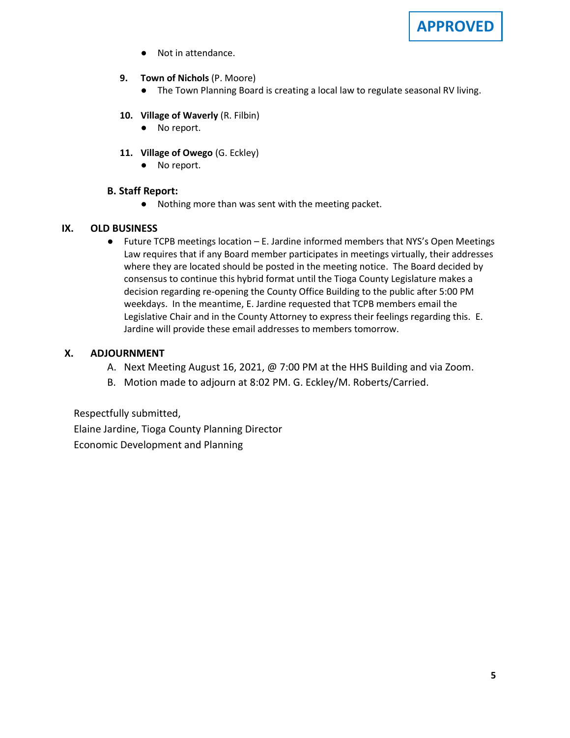**APPROVED**

- Not in attendance.

9. **Town of Nichols** (P. Moore)
   - The Town Planning Board is creating a local law to regulate seasonal RV living.

10. **Village of Waverly** (R. Filbin)
    - No report.

11. **Village of Owego** (G. Eckley)
    - No report.

**B. Staff Report:**

- Nothing more than was sent with the meeting packet.

## IX. OLD BUSINESS

- Future TCPB meetings location – E. Jardine informed members that NYS's Open Meetings Law requires that if any Board member participates in meetings virtually, their addresses where they are located should be posted in the meeting notice. The Board decided by consensus to continue this hybrid format until the Tioga County Legislature makes a decision regarding re-opening the County Office Building to the public after 5:00 PM weekdays. In the meantime, E. Jardine requested that TCPB members email the Legislative Chair and in the County Attorney to express their feelings regarding this. E. Jardine will provide these email addresses to members tomorrow.

## X. ADJOURNMENT

A. Next Meeting August 16, 2021, @ 7:00 PM at the HHS Building and via Zoom.

B. Motion made to adjourn at 8:02 PM. G. Eckley/M. Roberts/Carried.

Respectfully submitted,

Elaine Jardine, Tioga County Planning Director

Economic Development and Planning